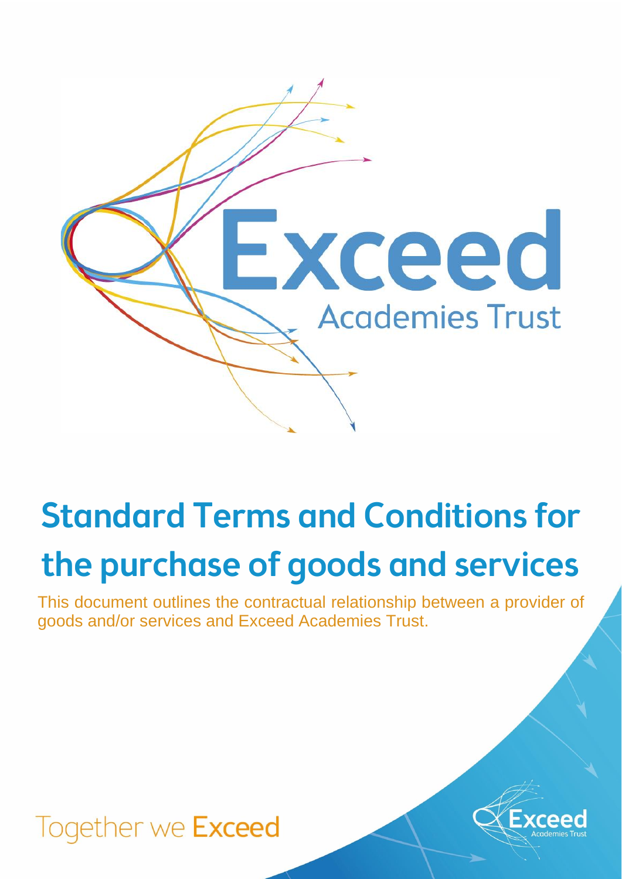# Standard Terms and Conditions for the purchase of goods and services

This document outlines the contractual relationship between a provider of goods and/or services and Exceed Academies Trust.

Together we Exceed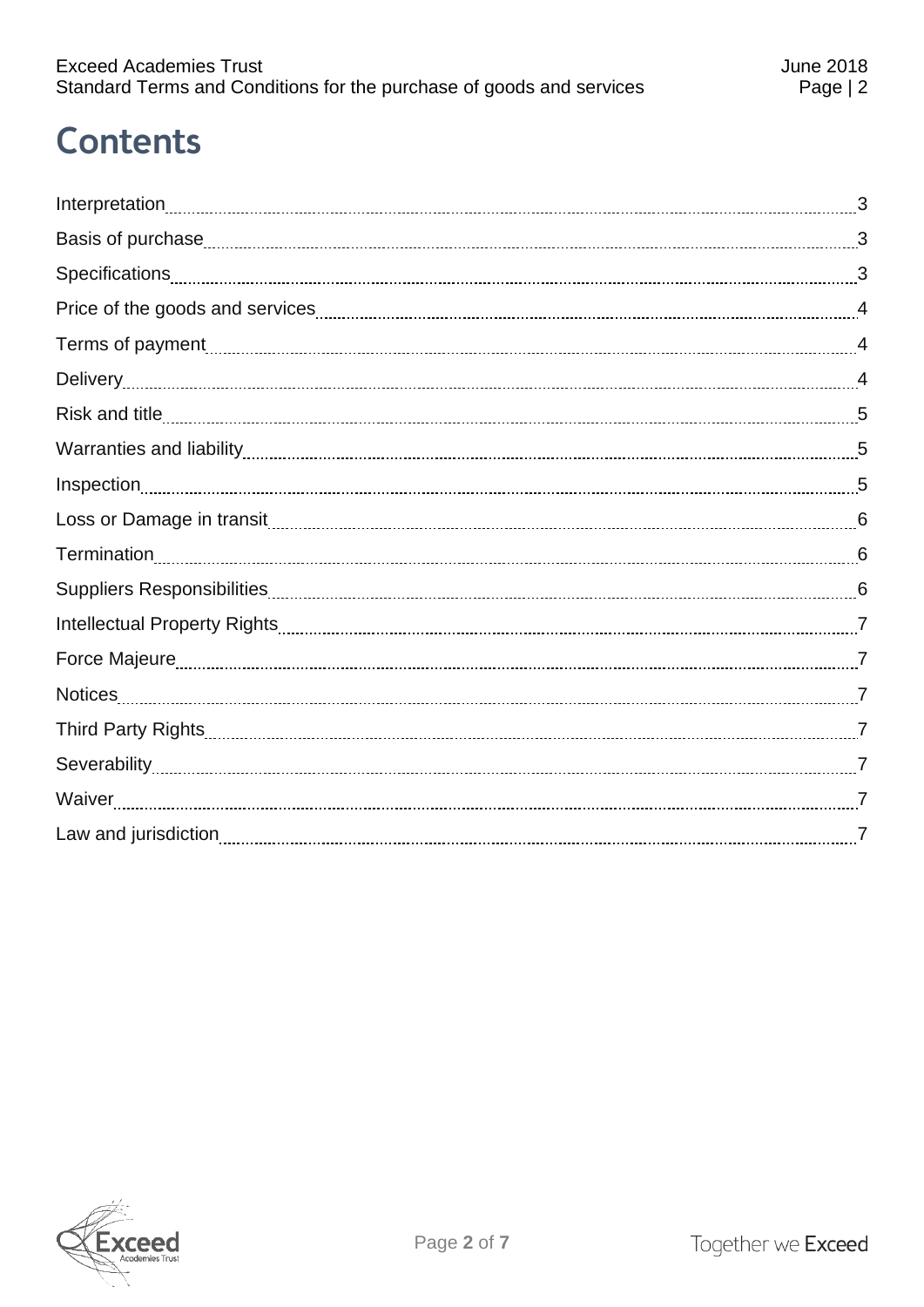# Contents

| | |
|---|---|
| Interpretation | 3 |
| Basis of purchase | 3 |
| Specifications | 3 |
| Price of the goods and services | 4 |
| Terms of payment | 4 |
| Delivery | 4 |
| Risk and title | 5 |
| Warranties and liability | 5 |
| Inspection | 5 |
| Loss or Damage in transit | 6 |
| Termination | 6 |
| Suppliers Responsibilities | 6 |
| Intellectual Property Rights | 7 |
| Force Majeure | 7 |
| Notices | 7 |
| Third Party Rights | 7 |
| Severability | 7 |
| Waiver | 7 |
| Law and jurisdiction | 7 |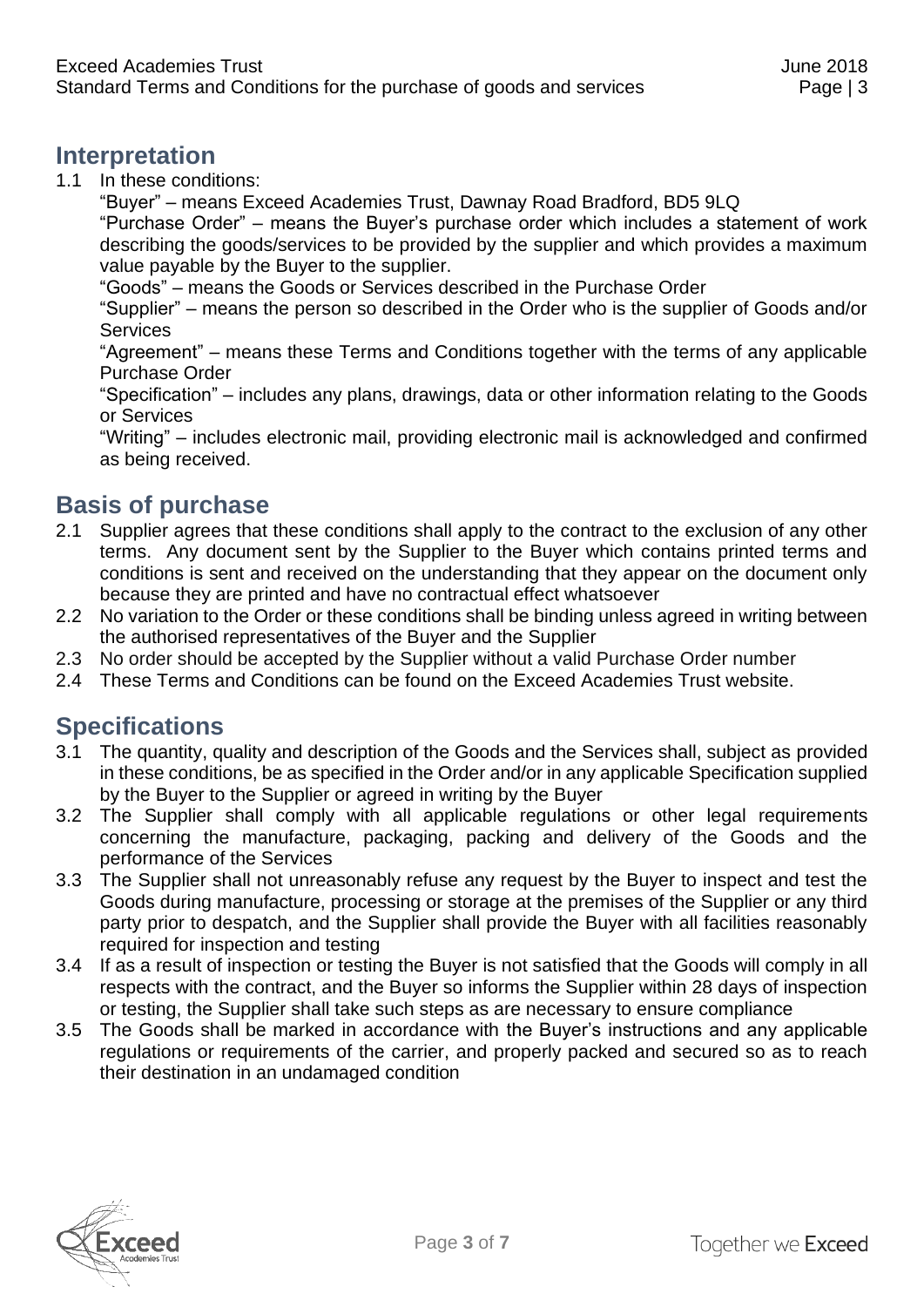## Interpretation

1.1 In these conditions:

“Buyer” – means Exceed Academies Trust, Dawnay Road Bradford, BD5 9LQ

“Purchase Order” – means the Buyer’s purchase order which includes a statement of work describing the goods/services to be provided by the supplier and which provides a maximum value payable by the Buyer to the supplier.

“Goods” – means the Goods or Services described in the Purchase Order

“Supplier” – means the person so described in the Order who is the supplier of Goods and/or Services

“Agreement” – means these Terms and Conditions together with the terms of any applicable Purchase Order

“Specification” – includes any plans, drawings, data or other information relating to the Goods or Services

“Writing” – includes electronic mail, providing electronic mail is acknowledged and confirmed as being received.

## Basis of purchase

2.1 Supplier agrees that these conditions shall apply to the contract to the exclusion of any other terms. Any document sent by the Supplier to the Buyer which contains printed terms and conditions is sent and received on the understanding that they appear on the document only because they are printed and have no contractual effect whatsoever

2.2 No variation to the Order or these conditions shall be binding unless agreed in writing between the authorised representatives of the Buyer and the Supplier

2.3 No order should be accepted by the Supplier without a valid Purchase Order number

2.4 These Terms and Conditions can be found on the Exceed Academies Trust website.

## Specifications

3.1 The quantity, quality and description of the Goods and the Services shall, subject as provided in these conditions, be as specified in the Order and/or in any applicable Specification supplied by the Buyer to the Supplier or agreed in writing by the Buyer

3.2 The Supplier shall comply with all applicable regulations or other legal requirements concerning the manufacture, packaging, packing and delivery of the Goods and the performance of the Services

3.3 The Supplier shall not unreasonably refuse any request by the Buyer to inspect and test the Goods during manufacture, processing or storage at the premises of the Supplier or any third party prior to despatch, and the Supplier shall provide the Buyer with all facilities reasonably required for inspection and testing

3.4 If as a result of inspection or testing the Buyer is not satisfied that the Goods will comply in all respects with the contract, and the Buyer so informs the Supplier within 28 days of inspection or testing, the Supplier shall take such steps as are necessary to ensure compliance

3.5 The Goods shall be marked in accordance with the Buyer’s instructions and any applicable regulations or requirements of the carrier, and properly packed and secured so as to reach their destination in an undamaged condition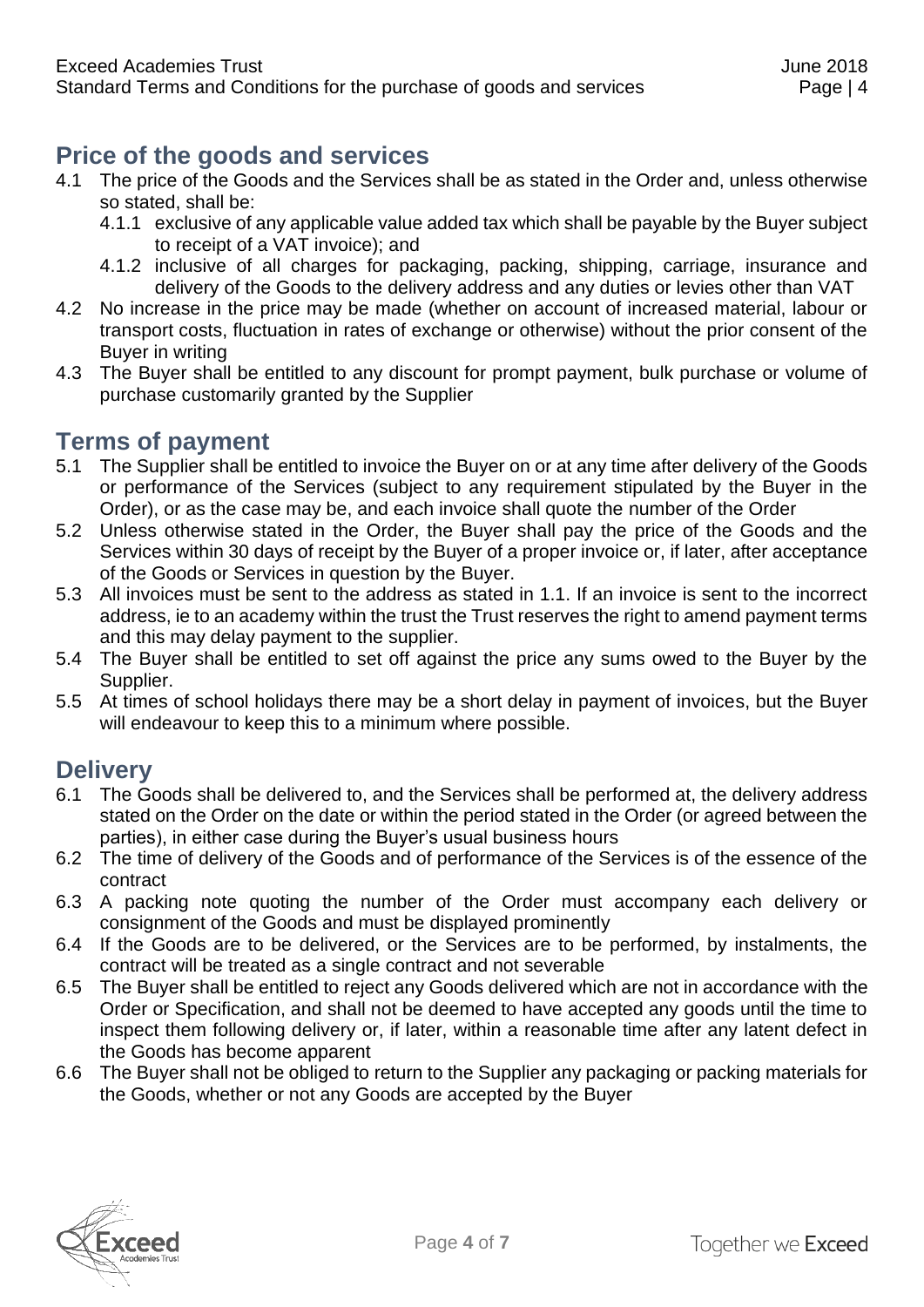## Price of the goods and services

4.1 The price of the Goods and the Services shall be as stated in the Order and, unless otherwise so stated, shall be:

 4.1.1 exclusive of any applicable value added tax which shall be payable by the Buyer subject to receipt of a VAT invoice); and

 4.1.2 inclusive of all charges for packaging, packing, shipping, carriage, insurance and delivery of the Goods to the delivery address and any duties or levies other than VAT

4.2 No increase in the price may be made (whether on account of increased material, labour or transport costs, fluctuation in rates of exchange or otherwise) without the prior consent of the Buyer in writing

4.3 The Buyer shall be entitled to any discount for prompt payment, bulk purchase or volume of purchase customarily granted by the Supplier

## Terms of payment

5.1 The Supplier shall be entitled to invoice the Buyer on or at any time after delivery of the Goods or performance of the Services (subject to any requirement stipulated by the Buyer in the Order), or as the case may be, and each invoice shall quote the number of the Order

5.2 Unless otherwise stated in the Order, the Buyer shall pay the price of the Goods and the Services within 30 days of receipt by the Buyer of a proper invoice or, if later, after acceptance of the Goods or Services in question by the Buyer.

5.3 All invoices must be sent to the address as stated in 1.1. If an invoice is sent to the incorrect address, ie to an academy within the trust the Trust reserves the right to amend payment terms and this may delay payment to the supplier.

5.4 The Buyer shall be entitled to set off against the price any sums owed to the Buyer by the Supplier.

5.5 At times of school holidays there may be a short delay in payment of invoices, but the Buyer will endeavour to keep this to a minimum where possible.

## Delivery

6.1 The Goods shall be delivered to, and the Services shall be performed at, the delivery address stated on the Order on the date or within the period stated in the Order (or agreed between the parties), in either case during the Buyer's usual business hours

6.2 The time of delivery of the Goods and of performance of the Services is of the essence of the contract

6.3 A packing note quoting the number of the Order must accompany each delivery or consignment of the Goods and must be displayed prominently

6.4 If the Goods are to be delivered, or the Services are to be performed, by instalments, the contract will be treated as a single contract and not severable

6.5 The Buyer shall be entitled to reject any Goods delivered which are not in accordance with the Order or Specification, and shall not be deemed to have accepted any goods until the time to inspect them following delivery or, if later, within a reasonable time after any latent defect in the Goods has become apparent

6.6 The Buyer shall not be obliged to return to the Supplier any packaging or packing materials for the Goods, whether or not any Goods are accepted by the Buyer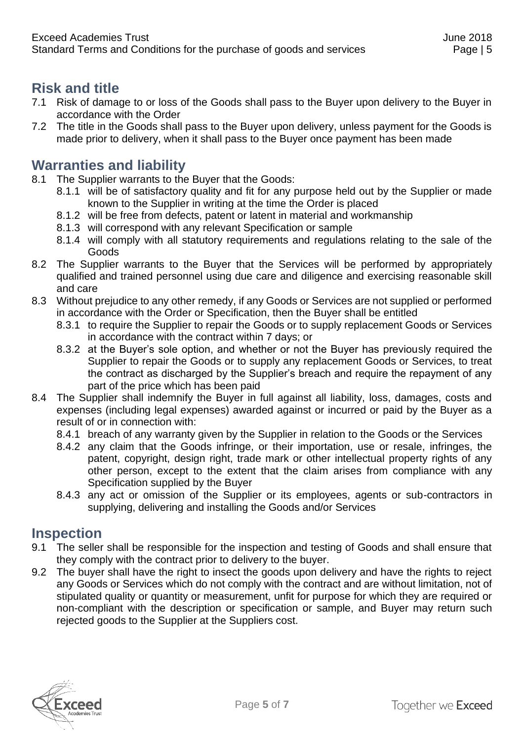## Risk and title

7.1 Risk of damage to or loss of the Goods shall pass to the Buyer upon delivery to the Buyer in accordance with the Order

7.2 The title in the Goods shall pass to the Buyer upon delivery, unless payment for the Goods is made prior to delivery, when it shall pass to the Buyer once payment has been made

## Warranties and liability

8.1 The Supplier warrants to the Buyer that the Goods:

- 8.1.1 will be of satisfactory quality and fit for any purpose held out by the Supplier or made known to the Supplier in writing at the time the Order is placed
- 8.1.2 will be free from defects, patent or latent in material and workmanship
- 8.1.3 will correspond with any relevant Specification or sample
- 8.1.4 will comply with all statutory requirements and regulations relating to the sale of the Goods

8.2 The Supplier warrants to the Buyer that the Services will be performed by appropriately qualified and trained personnel using due care and diligence and exercising reasonable skill and care

8.3 Without prejudice to any other remedy, if any Goods or Services are not supplied or performed in accordance with the Order or Specification, then the Buyer shall be entitled

- 8.3.1 to require the Supplier to repair the Goods or to supply replacement Goods or Services in accordance with the contract within 7 days; or
- 8.3.2 at the Buyer's sole option, and whether or not the Buyer has previously required the Supplier to repair the Goods or to supply any replacement Goods or Services, to treat the contract as discharged by the Supplier's breach and require the repayment of any part of the price which has been paid

8.4 The Supplier shall indemnify the Buyer in full against all liability, loss, damages, costs and expenses (including legal expenses) awarded against or incurred or paid by the Buyer as a result of or in connection with:

- 8.4.1 breach of any warranty given by the Supplier in relation to the Goods or the Services
- 8.4.2 any claim that the Goods infringe, or their importation, use or resale, infringes, the patent, copyright, design right, trade mark or other intellectual property rights of any other person, except to the extent that the claim arises from compliance with any Specification supplied by the Buyer
- 8.4.3 any act or omission of the Supplier or its employees, agents or sub-contractors in supplying, delivering and installing the Goods and/or Services

## Inspection

9.1 The seller shall be responsible for the inspection and testing of Goods and shall ensure that they comply with the contract prior to delivery to the buyer.

9.2 The buyer shall have the right to insect the goods upon delivery and have the rights to reject any Goods or Services which do not comply with the contract and are without limitation, not of stipulated quality or quantity or measurement, unfit for purpose for which they are required or non-compliant with the description or specification or sample, and Buyer may return such rejected goods to the Supplier at the Suppliers cost.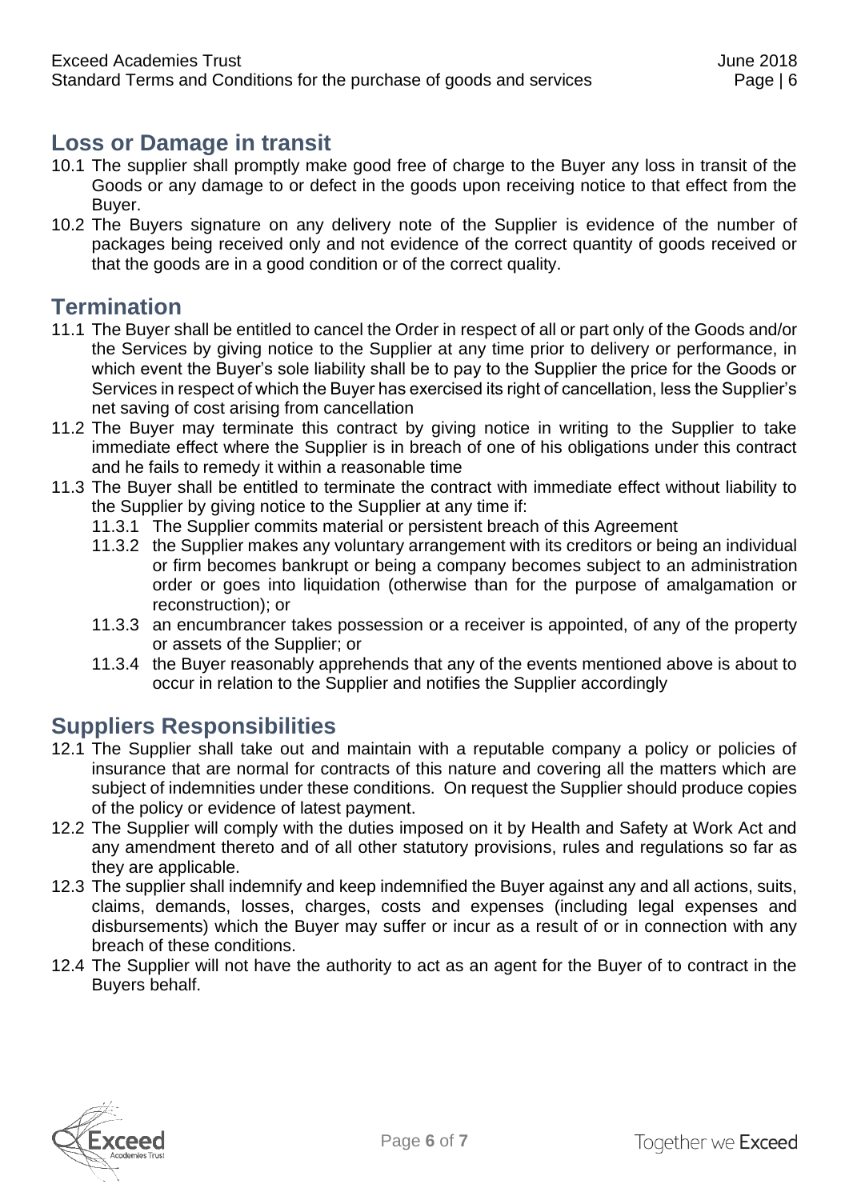## Loss or Damage in transit

10.1 The supplier shall promptly make good free of charge to the Buyer any loss in transit of the Goods or any damage to or defect in the goods upon receiving notice to that effect from the Buyer.

10.2 The Buyers signature on any delivery note of the Supplier is evidence of the number of packages being received only and not evidence of the correct quantity of goods received or that the goods are in a good condition or of the correct quality.

## Termination

11.1 The Buyer shall be entitled to cancel the Order in respect of all or part only of the Goods and/or the Services by giving notice to the Supplier at any time prior to delivery or performance, in which event the Buyer's sole liability shall be to pay to the Supplier the price for the Goods or Services in respect of which the Buyer has exercised its right of cancellation, less the Supplier's net saving of cost arising from cancellation

11.2 The Buyer may terminate this contract by giving notice in writing to the Supplier to take immediate effect where the Supplier is in breach of one of his obligations under this contract and he fails to remedy it within a reasonable time

11.3 The Buyer shall be entitled to terminate the contract with immediate effect without liability to the Supplier by giving notice to the Supplier at any time if:

- 11.3.1 The Supplier commits material or persistent breach of this Agreement
- 11.3.2 the Supplier makes any voluntary arrangement with its creditors or being an individual or firm becomes bankrupt or being a company becomes subject to an administration order or goes into liquidation (otherwise than for the purpose of amalgamation or reconstruction); or
- 11.3.3 an encumbrancer takes possession or a receiver is appointed, of any of the property or assets of the Supplier; or
- 11.3.4 the Buyer reasonably apprehends that any of the events mentioned above is about to occur in relation to the Supplier and notifies the Supplier accordingly

## Suppliers Responsibilities

12.1 The Supplier shall take out and maintain with a reputable company a policy or policies of insurance that are normal for contracts of this nature and covering all the matters which are subject of indemnities under these conditions. On request the Supplier should produce copies of the policy or evidence of latest payment.

12.2 The Supplier will comply with the duties imposed on it by Health and Safety at Work Act and any amendment thereto and of all other statutory provisions, rules and regulations so far as they are applicable.

12.3 The supplier shall indemnify and keep indemnified the Buyer against any and all actions, suits, claims, demands, losses, charges, costs and expenses (including legal expenses and disbursements) which the Buyer may suffer or incur as a result of or in connection with any breach of these conditions.

12.4 The Supplier will not have the authority to act as an agent for the Buyer of to contract in the Buyers behalf.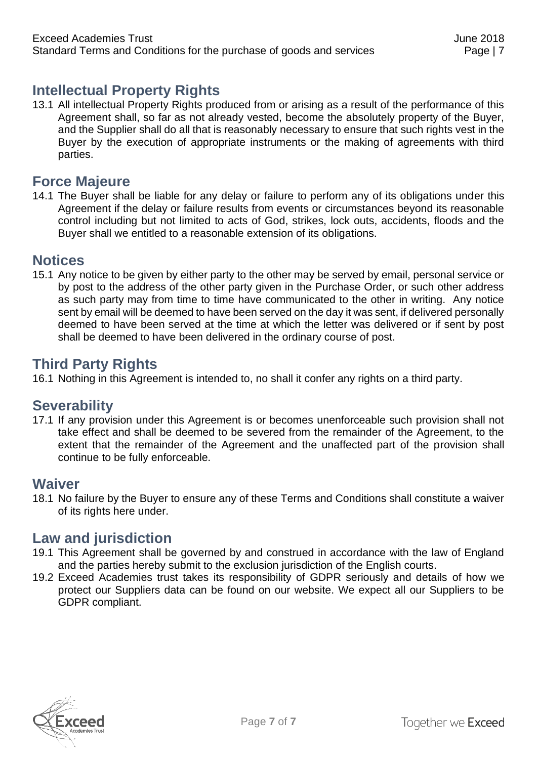## Intellectual Property Rights

13.1 All intellectual Property Rights produced from or arising as a result of the performance of this Agreement shall, so far as not already vested, become the absolutely property of the Buyer, and the Supplier shall do all that is reasonably necessary to ensure that such rights vest in the Buyer by the execution of appropriate instruments or the making of agreements with third parties.

## Force Majeure

14.1 The Buyer shall be liable for any delay or failure to perform any of its obligations under this Agreement if the delay or failure results from events or circumstances beyond its reasonable control including but not limited to acts of God, strikes, lock outs, accidents, floods and the Buyer shall we entitled to a reasonable extension of its obligations.

## Notices

15.1 Any notice to be given by either party to the other may be served by email, personal service or by post to the address of the other party given in the Purchase Order, or such other address as such party may from time to time have communicated to the other in writing. Any notice sent by email will be deemed to have been served on the day it was sent, if delivered personally deemed to have been served at the time at which the letter was delivered or if sent by post shall be deemed to have been delivered in the ordinary course of post.

## Third Party Rights

16.1 Nothing in this Agreement is intended to, no shall it confer any rights on a third party.

## Severability

17.1 If any provision under this Agreement is or becomes unenforceable such provision shall not take effect and shall be deemed to be severed from the remainder of the Agreement, to the extent that the remainder of the Agreement and the unaffected part of the provision shall continue to be fully enforceable.

## Waiver

18.1 No failure by the Buyer to ensure any of these Terms and Conditions shall constitute a waiver of its rights here under.

## Law and jurisdiction

19.1 This Agreement shall be governed by and construed in accordance with the law of England and the parties hereby submit to the exclusion jurisdiction of the English courts.

19.2 Exceed Academies trust takes its responsibility of GDPR seriously and details of how we protect our Suppliers data can be found on our website. We expect all our Suppliers to be GDPR compliant.